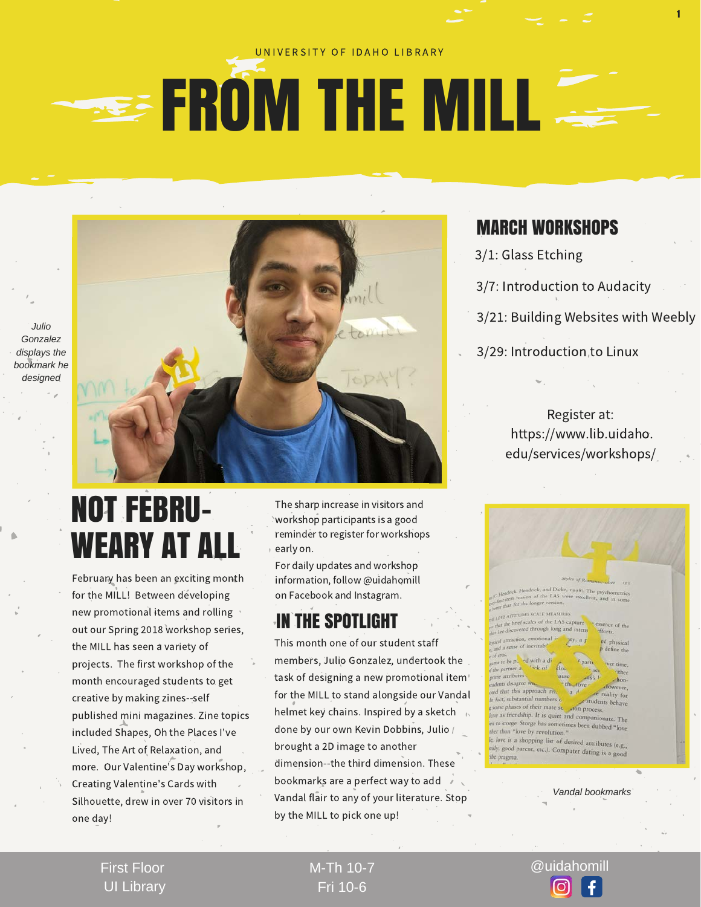UNIVERSITY OF IDAHO LIBRARY

# FROM THE MILL

*Julio Gonzalez displays the bookmark he designed*

## NOT FEBRU-WEARY AT ALL

February has been an exciting month for the MILL! Between developing new promotional items and rolling out our Spring 2018 workshop series, the MILL has seen a variety of projects. The first workshop of the month encouraged students to get creative by making zines--self published mini magazines. Zine topics included Shapes, Oh the Places I've Lived, The Art of Relaxation, and more. Our Valentine's Day workshop, Creating Valentine's Cards with Silhouette, drew in over 70 visitors in one day!

The sharp increase in visitors and workshop participants is a good reminder to register for workshops early on.

For daily updates and workshop information, follow @uidahomill on Facebook and Instagram.

## IN THE SPOTLIGHT

This month one of our student staff members, Julio Gonzalez, undertook the task of designing a new promotional item for the MILL to stand alongside our Vandal helmet key chains. Inspired by a sketch done by our own Kevin Dobbins, Julio brought a 2D image to another dimension--the third dimension. These bookmarks are a perfect way to add Vandal flair to any of your literature. Stop by the MILL to pick one up!

## MARCH WORKSHOPS

3/1: Glass Etching

3/7: Introduction to Audacity

3/21: Building Websites with Weebly

3/29: Introduction to Linux

Register at: https://www.lib.uidaho.edu/services/workshops/

*Vandal bookmarks*

First Floor UI Library

M-Th 10-7
Fri 10-6

@uidahomill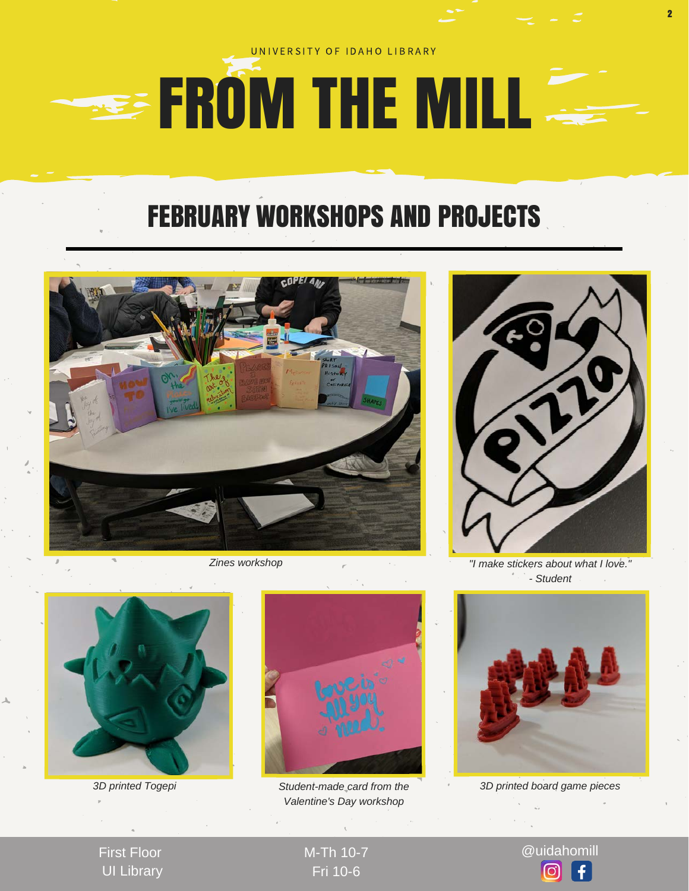UNIVERSITY OF IDAHO LIBRARY

# FROM THE MILL

## FEBRUARY WORKSHOPS AND PROJECTS

*Zines workshop*

*"I make stickers about what I love." - Student*

*3D printed Togepi*

*Student-made card from the Valentine's Day workshop*

*3D printed board game pieces*

First Floor
UI Library

M-Th 10-7
Fri 10-6

@uidahomill